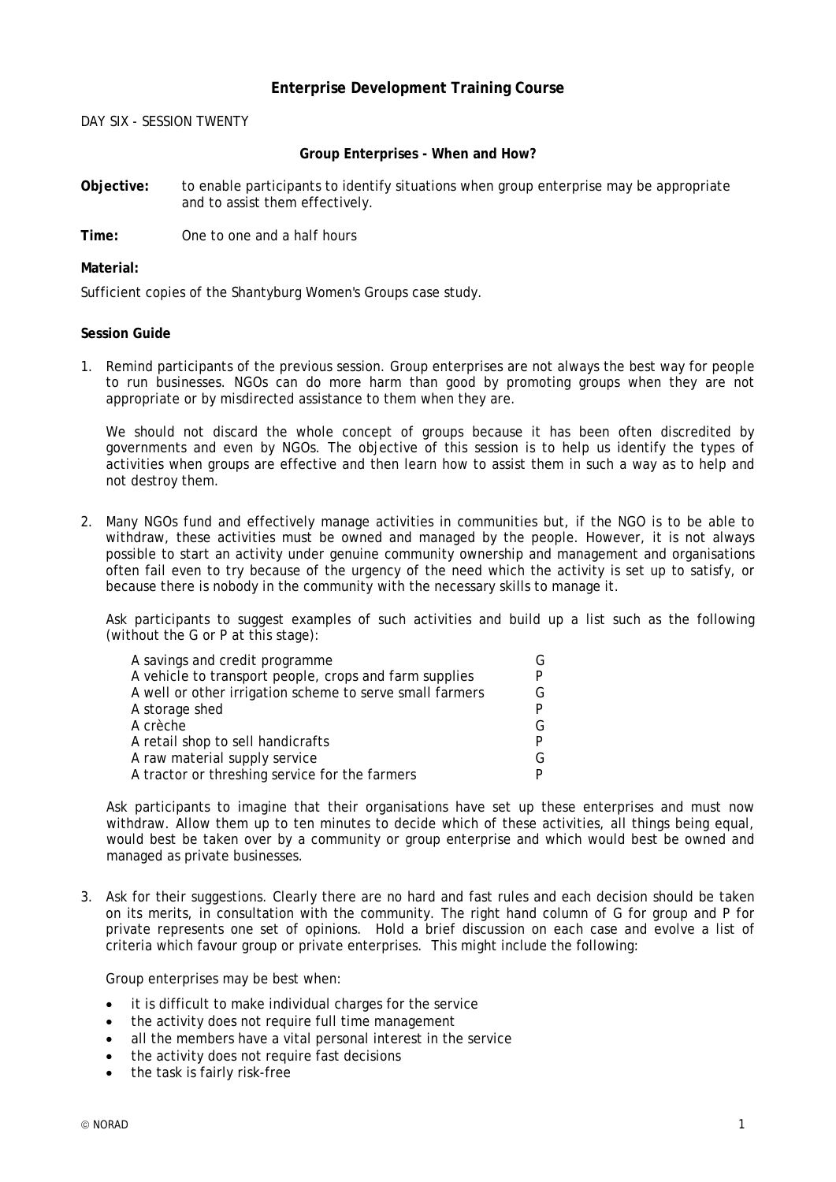# Enterprise Development Training Course

DAY SIX - SESSION TWENTY

## Group Enterprises - When and How?

**Objective:** to enable participants to identify situations when group enterprise may be appropriate and to assist them effectively.

**Time:** One to one and a half hours

**Material:**

Sufficient copies of the Shantyburg Women's Groups case study.

**Session Guide**

1. Remind participants of the previous session. Group enterprises are not always the best way for people to run businesses. NGOs can do more harm than good by promoting groups when they are not appropriate or by misdirected assistance to them when they are.

   We should not discard the whole concept of groups because it has been often discredited by governments and even by NGOs. The objective of this session is to help us identify the types of activities when groups are effective and then learn how to assist them in such a way as to help and not destroy them.

2. Many NGOs fund and effectively manage activities in communities but, if the NGO is to be able to withdraw, these activities must be owned and managed by the people. However, it is not always possible to start an activity under genuine community ownership and management and organisations often fail even to try because of the urgency of the need which the activity is set up to satisfy, or because there is nobody in the community with the necessary skills to manage it.

   Ask participants to suggest examples of such activities and build up a list such as the following (without the G or P at this stage):

   | Activity | |
   |---|---|
   | A savings and credit programme | G |
   | A vehicle to transport people, crops and farm supplies | P |
   | A well or other irrigation scheme to serve small farmers | G |
   | A storage shed | P |
   | A crèche | G |
   | A retail shop to sell handicrafts | P |
   | A raw material supply service | G |
   | A tractor or threshing service for the farmers | P |

   Ask participants to imagine that their organisations have set up these enterprises and must now withdraw. Allow them up to ten minutes to decide which of these activities, all things being equal, would best be taken over by a community or group enterprise and which would best be owned and managed as private businesses.

3. Ask for their suggestions. Clearly there are no hard and fast rules and each decision should be taken on its merits, in consultation with the community. The right hand column of G for group and P for private represents one set of opinions. Hold a brief discussion on each case and evolve a list of criteria which favour group or private enterprises. This might include the following:

   Group enterprises may be best when:

   - it is difficult to make individual charges for the service
   - the activity does not require full time management
   - all the members have a vital personal interest in the service
   - the activity does not require fast decisions
   - the task is fairly risk-free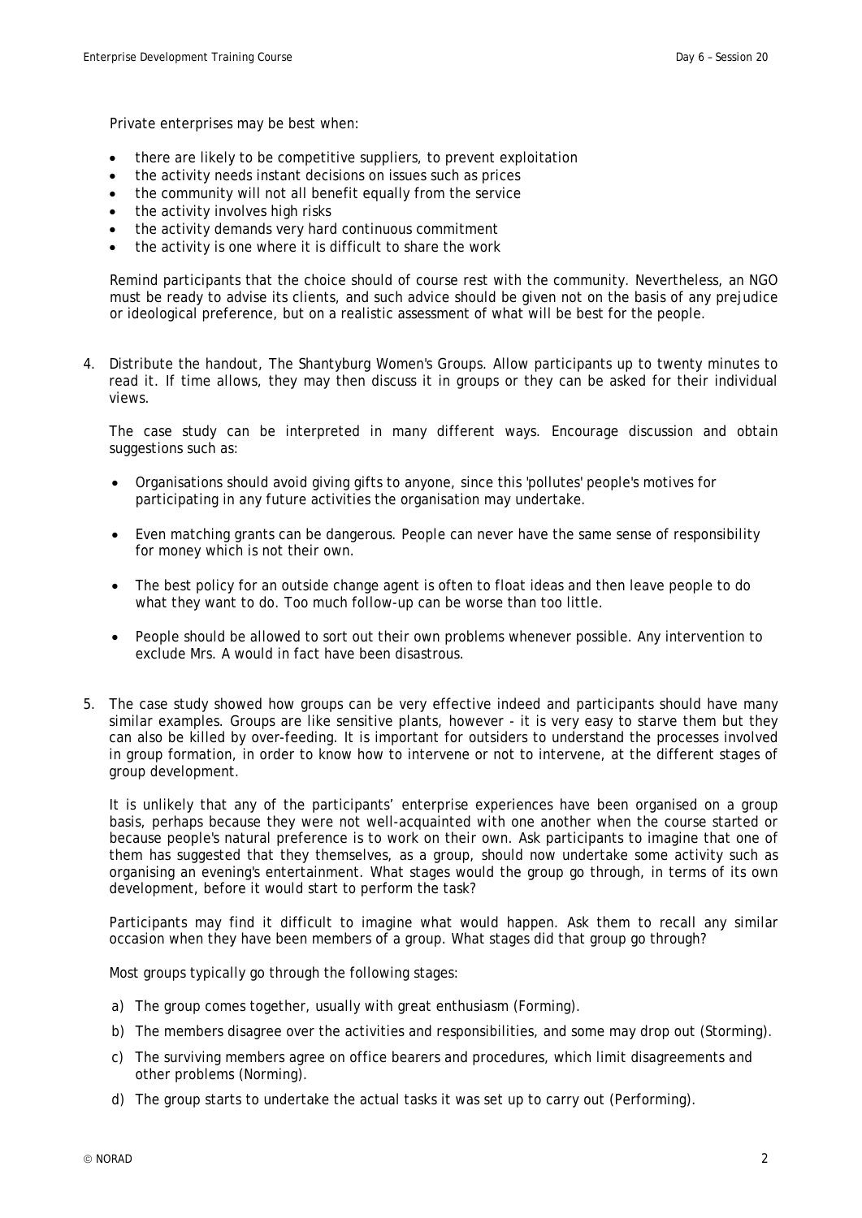Private enterprises may be best when:

- there are likely to be competitive suppliers, to prevent exploitation
- the activity needs instant decisions on issues such as prices
- the community will not all benefit equally from the service
- the activity involves high risks
- the activity demands very hard continuous commitment
- the activity is one where it is difficult to share the work

Remind participants that the choice should of course rest with the community. Nevertheless, an NGO must be ready to advise its clients, and such advice should be given not on the basis of any prejudice or ideological preference, but on a realistic assessment of what will be best for the people.

4. Distribute the handout, The Shantyburg Women's Groups. Allow participants up to twenty minutes to read it. If time allows, they may then discuss it in groups or they can be asked for their individual views.

   The case study can be interpreted in many different ways. Encourage discussion and obtain suggestions such as:

   - Organisations should avoid giving gifts to anyone, since this 'pollutes' people's motives for participating in any future activities the organisation may undertake.

   - Even matching grants can be dangerous. People can never have the same sense of responsibility for money which is not their own.

   - The best policy for an outside change agent is often to float ideas and then leave people to do what they want to do. Too much follow-up can be worse than too little.

   - People should be allowed to sort out their own problems whenever possible. Any intervention to exclude Mrs. A would in fact have been disastrous.

5. The case study showed how groups can be very effective indeed and participants should have many similar examples. Groups are like sensitive plants, however - it is very easy to starve them but they can also be killed by over-feeding. It is important for outsiders to understand the processes involved in group formation, in order to know how to intervene or not to intervene, at the different stages of group development.

   It is unlikely that any of the participants' enterprise experiences have been organised on a group basis, perhaps because they were not well-acquainted with one another when the course started or because people's natural preference is to work on their own. Ask participants to imagine that one of them has suggested that they themselves, as a group, should now undertake some activity such as organising an evening's entertainment. What stages would the group go through, in terms of its own development, before it would start to perform the task?

   Participants may find it difficult to imagine what would happen. Ask them to recall any similar occasion when they have been members of a group. What stages did that group go through?

   Most groups typically go through the following stages:

   a) The group comes together, usually with great enthusiasm (Forming).

   b) The members disagree over the activities and responsibilities, and some may drop out (Storming).

   c) The surviving members agree on office bearers and procedures, which limit disagreements and other problems (Norming).

   d) The group starts to undertake the actual tasks it was set up to carry out (Performing).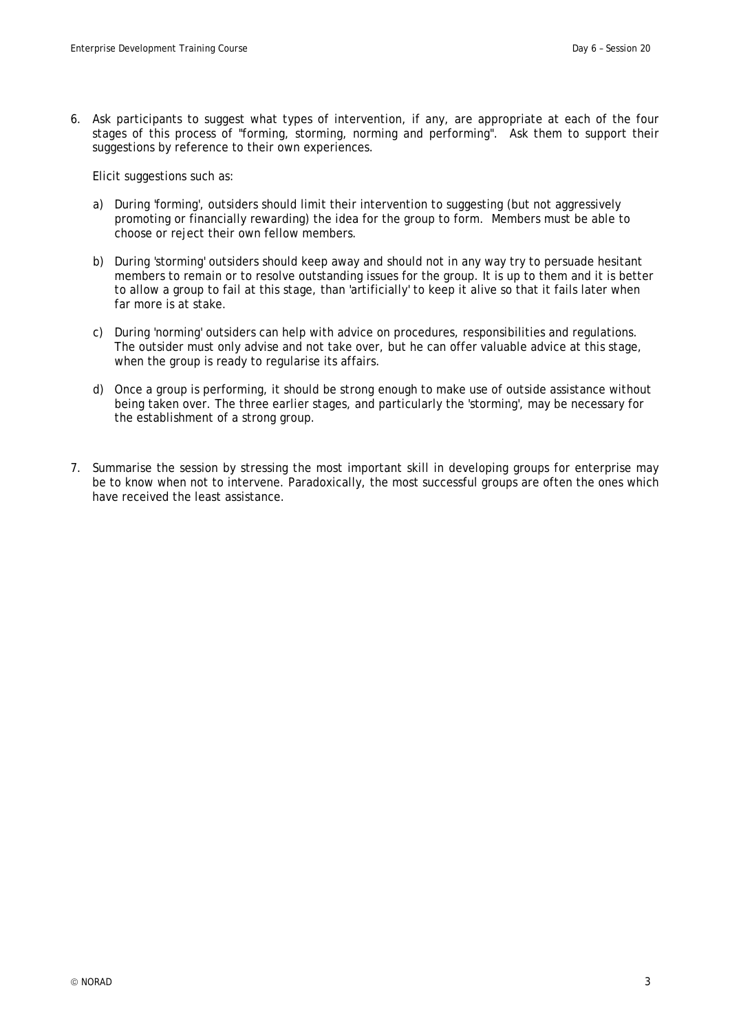6. Ask participants to suggest what types of intervention, if any, are appropriate at each of the four stages of this process of "forming, storming, norming and performing". Ask them to support their suggestions by reference to their own experiences.

   Elicit suggestions such as:

   a) During 'forming', outsiders should limit their intervention to suggesting (but not aggressively promoting or financially rewarding) the idea for the group to form. Members must be able to choose or reject their own fellow members.

   b) During 'storming' outsiders should keep away and should not in any way try to persuade hesitant members to remain or to resolve outstanding issues for the group. It is up to them and it is better to allow a group to fail at this stage, than 'artificially' to keep it alive so that it fails later when far more is at stake.

   c) During 'norming' outsiders can help with advice on procedures, responsibilities and regulations. The outsider must only advise and not take over, but he can offer valuable advice at this stage, when the group is ready to regularise its affairs.

   d) Once a group is performing, it should be strong enough to make use of outside assistance without being taken over. The three earlier stages, and particularly the 'storming', may be necessary for the establishment of a strong group.

7. Summarise the session by stressing the most important skill in developing groups for enterprise may be to know when not to intervene. Paradoxically, the most successful groups are often the ones which have received the least assistance.